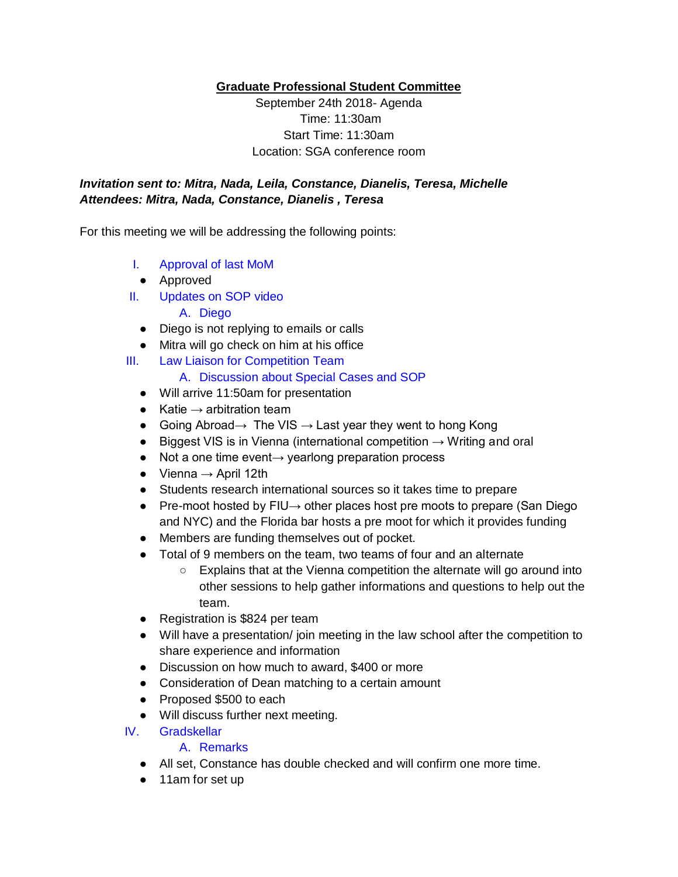**Graduate Professional Student Committee**

September 24th 2018- Agenda
Time: 11:30am
Start Time: 11:30am
Location: SGA conference room

***Invitation sent to: Mitra, Nada, Leila, Constance, Dianelis, Teresa, Michelle***
***Attendees: Mitra, Nada, Constance, Dianelis , Teresa***

For this meeting we will be addressing the following points:

I. Approval of last MoM
- Approved

II. Updates on SOP video
   A. Diego
- Diego is not replying to emails or calls
- Mitra will go check on him at his office

III. Law Liaison for Competition Team
   A. Discussion about Special Cases and SOP
- Will arrive 11:50am for presentation
- Katie → arbitration team
- Going Abroad→ The VIS → Last year they went to hong Kong
- Biggest VIS is in Vienna (international competition → Writing and oral
- Not a one time event→ yearlong preparation process
- Vienna → April 12th
- Students research international sources so it takes time to prepare
- Pre-moot hosted by FIU→ other places host pre moots to prepare (San Diego and NYC) and the Florida bar hosts a pre moot for which it provides funding
- Members are funding themselves out of pocket.
- Total of 9 members on the team, two teams of four and an alternate
   - Explains that at the Vienna competition the alternate will go around into other sessions to help gather informations and questions to help out the team.
- Registration is $824 per team
- Will have a presentation/ join meeting in the law school after the competition to share experience and information
- Discussion on how much to award, $400 or more
- Consideration of Dean matching to a certain amount
- Proposed $500 to each
- Will discuss further next meeting.

IV. Gradskellar
   A. Remarks
- All set, Constance has double checked and will confirm one more time.
- 11am for set up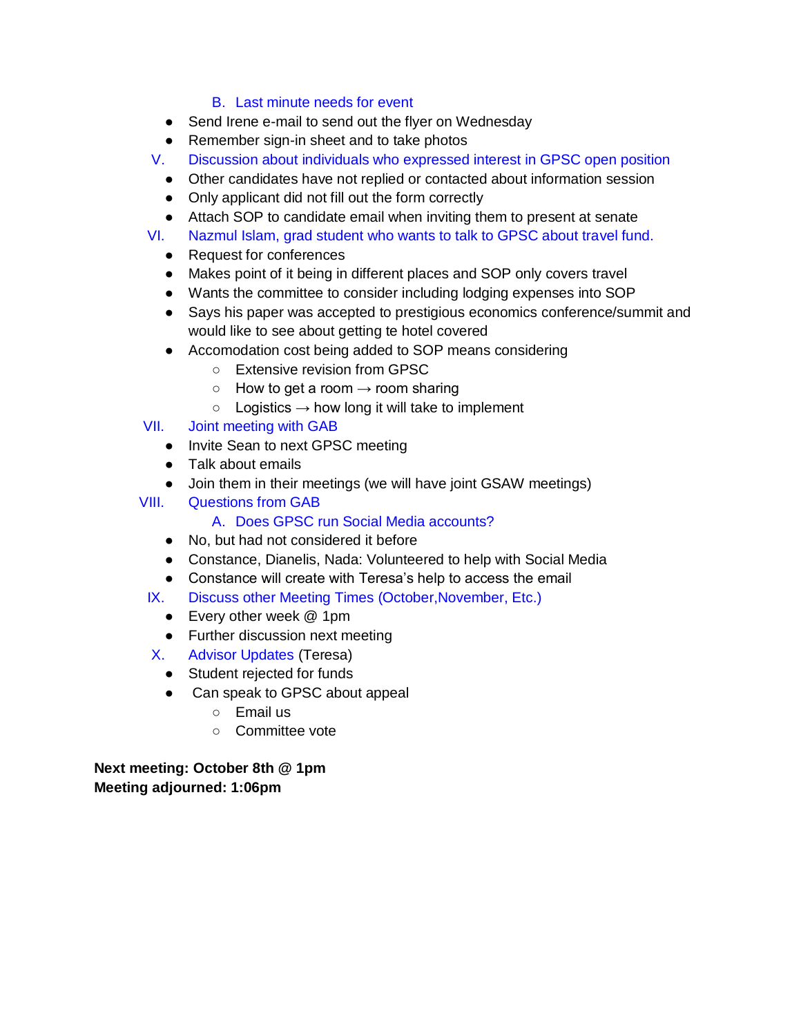B. Last minute needs for event

- Send Irene e-mail to send out the flyer on Wednesday
- Remember sign-in sheet and to take photos

V. Discussion about individuals who expressed interest in GPSC open position

- Other candidates have not replied or contacted about information session
- Only applicant did not fill out the form correctly
- Attach SOP to candidate email when inviting them to present at senate

VI. Nazmul Islam, grad student who wants to talk to GPSC about travel fund.

- Request for conferences
- Makes point of it being in different places and SOP only covers travel
- Wants the committee to consider including lodging expenses into SOP
- Says his paper was accepted to prestigious economics conference/summit and would like to see about getting te hotel covered
- Accomodation cost being added to SOP means considering
    - Extensive revision from GPSC
    - How to get a room → room sharing
    - Logistics → how long it will take to implement

VII. Joint meeting with GAB

- Invite Sean to next GPSC meeting
- Talk about emails
- Join them in their meetings (we will have joint GSAW meetings)

VIII. Questions from GAB

A. Does GPSC run Social Media accounts?

- No, but had not considered it before
- Constance, Dianelis, Nada: Volunteered to help with Social Media
- Constance will create with Teresa's help to access the email

IX. Discuss other Meeting Times (October,November, Etc.)

- Every other week @ 1pm
- Further discussion next meeting

X. Advisor Updates (Teresa)

- Student rejected for funds
- Can speak to GPSC about appeal
    - Email us
    - Committee vote

**Next meeting: October 8th @ 1pm**
**Meeting adjourned: 1:06pm**